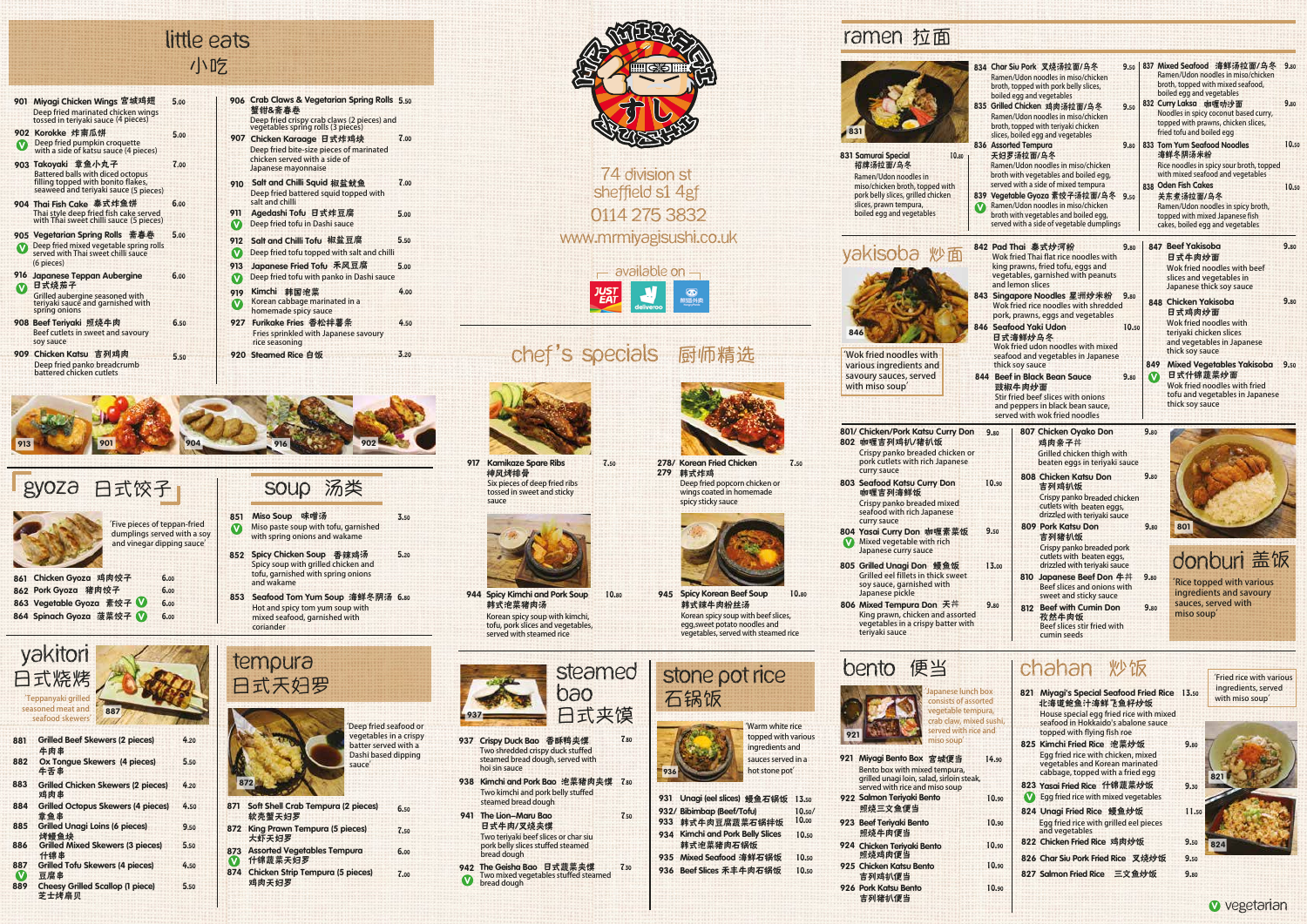# Mr Miyagi Sushi すし

74 division st
sheffield s1 4gf
0114 275 3832
www.mrmiyagisushi.co.uk

available on — Just Eat, Deliveroo, Hungry Panda

## little eats 小吃

| No. | Item | Price |
|---|---|---|
| 901 | **Miyagi Chicken Wings** 宫城鸡翅 — Deep fried marinated chicken wings tossed in teriyaki sauce (4 pieces) | 5.00 |
| 902 | **Korokke** 炸南瓜饼 (V) — Deep fried pumpkin croquette with a side of katsu sauce (4 pieces) | 5.00 |
| 903 | **Takoyaki** 章鱼小丸子 — Battered balls with diced octopus filling topped with bonito flakes, seaweed and teriyaki sauce (5 pieces) | 7.00 |
| 904 | **Thai Fish Cake** 泰式炸鱼饼 — Thai style deep fried fish cake served with Thai sweet chilli sauce (5 pieces) | 6.00 |
| 905 | **Vegetarian Spring Rolls** 斋春卷 (V) — Deep fried mixed vegetable spring rolls served with Thai sweet chilli sauce (6 pieces) | 5.00 |
| 916 | **Japanese Teppan Aubergine** 日式烧茄子 (V) — Grilled aubergine seasoned with teriyaki sauce and garnished with spring onions | 6.00 |
| 908 | **Beef Teriyaki** 照烧牛肉 — Beef cutlets in sweet and savoury soy sauce | 6.50 |
| 909 | **Chicken Katsu** 吉列鸡肉 — Deep fried panko breadcrumb battered chicken cutlets | 5.50 |
| 906 | **Crab Claws & Vegetarian Spring Rolls** 蟹钳&斋春卷 — Deep fried crispy crab claws (2 pieces) and vegetables spring rolls (3 pieces) | 5.50 |
| 907 | **Chicken Karaage** 日式炸鸡块 — Deep fried bite-size pieces of marinated chicken served with a side of Japanese mayonnaise | 7.00 |
| 910 | **Salt and Chilli Squid** 椒盐鱿鱼 — Deep fried battered squid topped with salt and chilli | 7.00 |
| 911 | **Agedashi Tofu** 日式炸豆腐 (V) — Deep fried tofu in Dashi sauce | 5.00 |
| 912 | **Salt and Chilli Tofu** 椒盐豆腐 (V) — Deep fried tofu topped with salt and chilli | 5.50 |
| 913 | **Japanese Fried Tofu** 禾风豆腐 (V) — Deep fried tofu with panko in Dashi sauce | 5.00 |
| 919 | **Kimchi** 韩国泡菜 (V) — Korean cabbage marinated in a homemade spicy sauce | 4.00 |
| 927 | **Furikake Fries** 香松拌薯条 — Fries sprinkled with Japanese savoury rice seasoning | 4.50 |
| 920 | **Steamed Rice** 白饭 | 3.20 |

## gyoza 日式饺子

'Five pieces of teppan-fried dumplings served with a soy and vinegar dipping sauce'

| No. | Item | Price |
|---|---|---|
| 861 | **Chicken Gyoza** 鸡肉饺子 | 6.00 |
| 862 | **Pork Gyoza** 猪肉饺子 | 6.00 |
| 863 | **Vegetable Gyoza** 素饺子 (V) | 6.00 |
| 864 | **Spinach Gyoza** 菠菜饺子 (V) | 6.00 |

## soup 汤类

| No. | Item | Price |
|---|---|---|
| 851 | **Miso Soup** 味噌汤 (V) — Miso paste soup with tofu, garnished with spring onions and wakame | 3.50 |
| 852 | **Spicy Chicken Soup** 香辣鸡汤 — Spicy soup with grilled chicken and tofu, garnished with spring onions and wakame | 5.20 |
| 853 | **Seafood Tom Yum Soup** 海鲜冬阴汤 — Hot and spicy tom yum soup with mixed seafood, garnished with coriander | 6.80 |

## yakitori 日式烧烤

'Teppanyaki grilled seasoned meat and seafood skewers'

| No. | Item | Price |
|---|---|---|
| 881 | **Grilled Beef Skewers (2 pieces)** 牛肉串 | 4.20 |
| 882 | **Ox Tongue Skewers (4 pieces)** 牛舌串 | 5.50 |
| 883 | **Grilled Chicken Skewers (2 pieces)** 鸡肉串 | 4.20 |
| 884 | **Grilled Octopus Skewers (4 pieces)** 章鱼串 | 4.50 |
| 885 | **Grilled Unagi Loins (6 pieces)** 烤鳗鱼块 | 9.50 |
| 886 | **Grilled Mixed Skewers (3 pieces)** 什锦串 | 5.50 |
| 887 | **Grilled Tofu Skewers (4 pieces)** 豆腐串 (V) | 4.50 |
| 889 | **Cheesy Grilled Scallop (1 piece)** 芝士烤扇贝 | 5.50 |

## tempura 日式天妇罗

'Deep fried seafood or vegetables in a crispy batter served with a Dashi based dipping sauce'

| No. | Item | Price |
|---|---|---|
| 871 | **Soft Shell Crab Tempura (2 pieces)** 软壳蟹天妇罗 | 6.50 |
| 872 | **King Prawn Tempura (5 pieces)** 大虾天妇罗 | 7.50 |
| 873 | **Assorted Vegetables Tempura** 什锦蔬菜天妇罗 (V) | 6.00 |
| 874 | **Chicken Strip Tempura (5 pieces)** 鸡肉天妇罗 | 7.00 |

## chef's specials 厨师精选

| No. | Item | Price |
|---|---|---|
| 917 | **Kamikaze Spare Ribs** 神风排骨 — Six pieces of deep fried ribs tossed in sweet and sticky sauce | 7.50 |
| 278/279 | **Korean Fried Chicken** 韩式炸鸡 — Deep fried popcorn chicken or wings coated in homemade spicy sticky sauce | 7.50 |
| 944 | **Spicy Kimchi and Pork Soup** 韩式泡菜猪肉汤 — Korean spicy soup with kimchi, tofu, pork slices and vegetables, served with steamed rice | 10.80 |
| 945 | **Spicy Korean Beef Soup** 韩式辣牛肉丝汤 — Korean spicy soup with beef slices, egg, sweet potato noodles and vegetables, served with steamed rice | 10.80 |

## steamed bao 日式夹馍

| No. | Item | Price |
|---|---|---|
| 937 | **Crispy Duck Bao** 香酥鸭夹馍 — Two shredded crispy duck stuffed steamed bread dough, served with hoi sin sauce | 7.80 |
| 938 | **Kimchi and Pork Bao** 泡菜猪肉夹馍 — Two kimchi and pork belly stuffed steamed bread dough | 7.80 |
| 941 | **The Lion–Maru Bao** 日式牛肉/叉烧夹馍 — Two teriyaki beef slices or char siu pork belly slices stuffed steamed bread dough | 7.50 |
| 942 | **The Geisha Bao** 日式蔬菜夹馍 (V) — Two mixed vegetables stuffed steamed bread dough | 7.30 |

## stone pot rice 石锅饭

'Warm white rice topped with various ingredients and sauces served in a hot stone pot'

| No. | Item | Price |
|---|---|---|
| 931 | **Unagi (eel slices)** 鳗鱼石锅饭 | 13.50 |
| 932/933 | **Bibimbap (Beef/Tofu)** 韩式牛肉豆腐蔬菜石锅拌饭 | 10.50/10.00 |
| 934 | **Kimchi and Pork Belly Slices** 韩式泡菜猪肉石锅饭 | 10.50 |
| 935 | **Mixed Seafood** 海鲜石锅饭 | 10.50 |
| 936 | **Beef Slices** 禾丰牛肉石锅饭 | 10.50 |

## ramen 拉面

| No. | Item | Price |
|---|---|---|
| 831 | **Samurai Special** 招牌汤拉面/乌冬 — Ramen/Udon noodles in miso/chicken broth, topped with pork belly slices, grilled chicken slices, prawn tempura, boiled egg and vegetables | 10.80 |
| 834 | **Char Siu Pork** 叉烧汤拉面/乌冬 — Ramen/Udon noodles in miso/chicken broth, topped with pork belly slices, boiled egg and vegetables | 9.50 |
| 835 | **Grilled Chicken** 鸡肉汤拉面/乌冬 — Ramen/Udon noodles in miso/chicken broth, topped with teriyaki chicken slices, boiled egg and vegetables | 9.50 |
| 836 | **Assorted Tempura** 天妇罗汤拉面/乌冬 — Ramen/Udon noodles in miso/chicken broth with vegetables and boiled egg, served with a side of mixed tempura | 9.80 |
| 839 | **Vegetable Gyoza** 素饺子汤拉面/乌冬 (V) — Ramen/Udon noodles in miso/chicken broth with vegetables and boiled egg, served with a side of vegetable dumplings | 9.50 |
| 837 | **Mixed Seafood** 海鲜汤拉面/乌冬 — Ramen/Udon noodles in miso/chicken broth, topped with mixed seafood, boiled egg and vegetables | 9.80 |
| 832 | **Curry Laksa** 咖喱叻沙面 — Noodles in spicy coconut based curry, topped with prawns, chicken slices, fried tofu and boiled egg | 9.80 |
| 833 | **Tom Yum Seafood Noodles** 海鲜冬阴汤米粉 — Rice noodles in spicy sour broth, topped with mixed seafood and vegetables | 10.50 |
| 838 | **Oden Fish Cakes** 关东煮汤拉面/乌冬 — Ramen/Udon noodles in miso/chicken broth, topped with mixed Japanese fish cakes, boiled egg and vegetables | 10.50 |

## yakisoba 炒面

'Wok fried noodles with various ingredients and savoury sauces, served with miso soup'

| No. | Item | Price |
|---|---|---|
| 842 | **Pad Thai** 泰式炒河粉 — Wok fried Thai flat rice noodles with king prawns, fried tofu, eggs and vegetables, garnished with peanuts and lemon slices | 9.80 |
| 843 | **Singapore Noodles** 星洲炒米粉 — Wok fried rice noodles with shredded pork, prawns, eggs and vegetables | 9.80 |
| 846 | **Seafood Yaki Udon** 日式海鲜炒乌冬 — Wok fried udon noodles with mixed seafood and vegetables in Japanese thick soy sauce | 10.50 |
| 844 | **Beef in Black Bean Sauce** 豉椒牛肉炒面 — Stir fried beef slices with onions and peppers in black bean sauce, served with wok fried noodles | 9.80 |
| 847 | **Beef Yakisoba** 日式牛肉炒面 — Wok fried noodles with beef slices and vegetables in Japanese thick soy sauce | 9.80 |
| 848 | **Chicken Yakisoba** 日式鸡肉炒面 — Wok fried noodles with teriyaki chicken slices and vegetables in Japanese thick soy sauce | 9.80 |
| 849 | **Mixed Vegetables Yakisoba** 日式什锦蔬菜炒面 (V) — Wok fried noodles with fried tofu and vegetables in Japanese thick soy sauce | 9.50 |

## donburi 盖饭

'Rice topped with various ingredients and savoury sauces, served with miso soup'

| No. | Item | Price |
|---|---|---|
| 801/802 | **Chicken/Pork Katsu Curry Don** 咖喱吉列鸡扒/猪扒饭 — Crispy panko breaded chicken or pork cutlets with rich Japanese curry sauce | 9.80 |
| 803 | **Seafood Katsu Curry Don** 咖喱吉列海鲜饭 — Crispy panko breaded mixed seafood with rich Japanese curry sauce | 10.50 |
| 804 | **Yasai Curry Don** 咖喱素菜饭 (V) — Mixed vegetable with rich Japanese curry sauce | 9.50 |
| 805 | **Grilled Unagi Don** 鳗鱼饭 — Grilled eel fillets in thick sweet soy sauce, garnished with Japanese pickle | 13.00 |
| 806 | **Mixed Tempura Don** 天丼 — King prawn, chicken and assorted vegetables in a crispy batter with teriyaki sauce | 9.80 |
| 807 | **Chicken Oyako Don** 鸡肉亲子丼 — Grilled chicken thigh with beaten eggs in teriyaki sauce | 9.80 |
| 808 | **Chicken Katsu Don** 吉列鸡扒饭 — Crispy panko breaded chicken cutlets with beaten eggs, drizzled with teriyaki sauce | 9.80 |
| 809 | **Pork Katsu Don** 吉列猪扒饭 — Crispy panko breaded pork cutlets with beaten eggs, drizzled with teriyaki sauce | 9.80 |
| 810 | **Japanese Beef Don** 牛丼 — Beef slices and onions with sweet and sticky sauce | 9.80 |
| 812 | **Beef with Cumin Don** 孜然牛肉饭 — Beef slices stir fried with cumin seeds | 9.80 |

## bento 便当

'Japanese lunch box consists of assorted vegetable tempura, crab claw, mixed sushi, served with rice and miso soup'

| No. | Item | Price |
|---|---|---|
| 921 | **Miyagi Bento Box** 宫城便当 — Bento box with mixed tempura, grilled unagi loin, salad, sirloin steak, served with rice and miso soup | 14.90 |
| 922 | **Salmon Teriyaki Bento** 照烧三文鱼便当 | 10.90 |
| 923 | **Beef Teriyaki Bento** 照烧牛肉便当 | 10.90 |
| 924 | **Chicken Teriyaki Bento** 照烧鸡肉便当 | 10.90 |
| 925 | **Chicken Katsu Bento** 吉列鸡扒便当 | 10.90 |
| 926 | **Pork Katsu Bento** 吉列猪扒便当 | 10.90 |

## chahan 炒饭

'Fried rice with various ingredients, served with miso soup'

| No. | Item | Price |
|---|---|---|
| 821 | **Miyagi's Special Seafood Fried Rice** 北海道鲍鱼汁海鲜飞鱼籽炒饭 — House special egg fried rice with mixed seafood in Hokkaido's abalone sauce topped with flying fish roe | 13.50 |
| 825 | **Kimchi Fried Rice** 泡菜炒饭 — Egg fried rice with chicken, mixed vegetables and Korean marinated cabbage, topped with a fried egg | 9.80 |
| 823 | **Yasai Fried Rice** 什锦蔬菜炒饭 (V) — Egg fried rice with mixed vegetables | 9.30 |
| 824 | **Unagi Fried Rice** 鳗鱼炒饭 — Egg fried rice with grilled eel pieces and vegetables | 11.50 |
| 822 | **Chicken Fried Rice** 鸡肉炒饭 | 9.50 |
| 826 | **Char Siu Pork Fried Rice** 叉烧炒饭 | 9.50 |
| 827 | **Salmon Fried Rice** 三文鱼炒饭 | 9.80 |

(V) vegetarian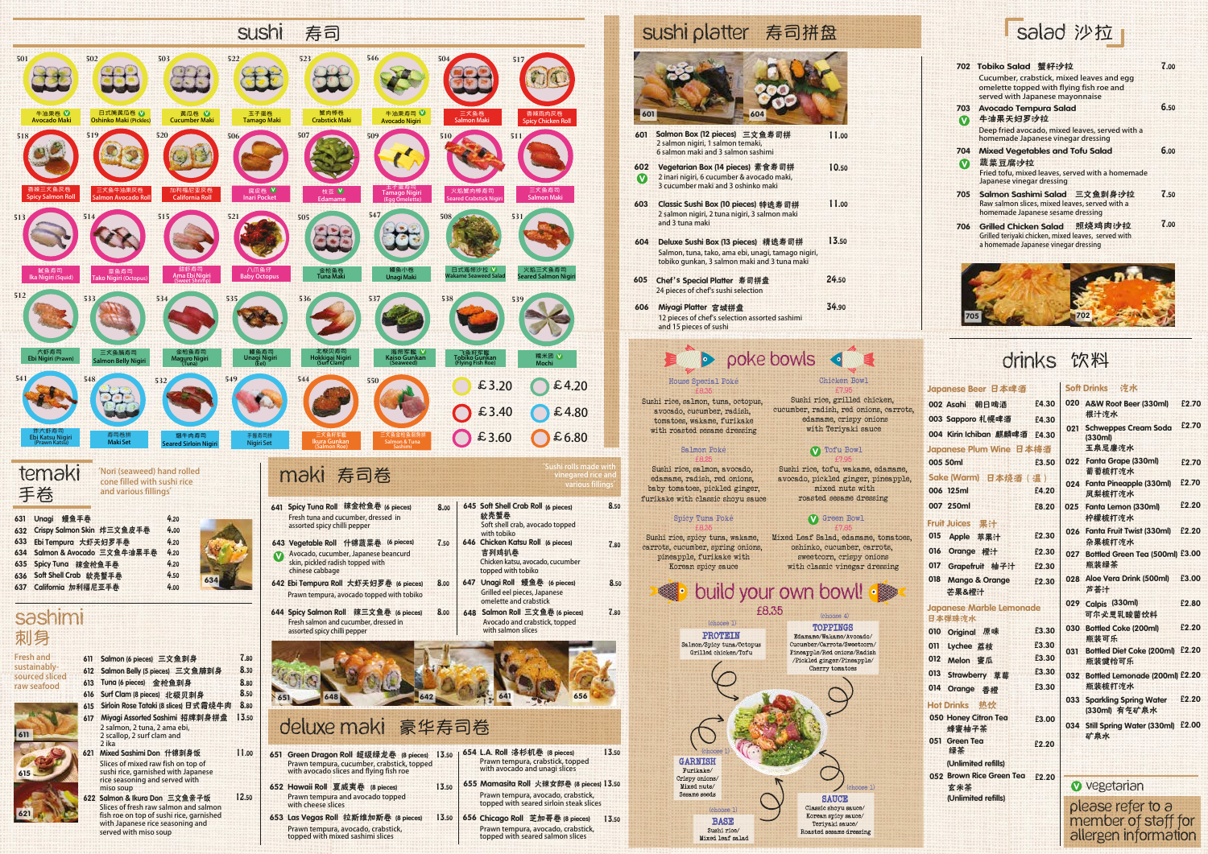# sushi 寿司

| Code | Chinese | Name |
|---|---|---|
| 501 | 牛油果卷 | Avocado Maki (V) |
| 502 | 日式腌黄瓜卷 | Oshinko Maki (Pickles) (V) |
| 503 | 黄瓜卷 | Cucumber Maki (V) |
| 522 | 玉子蛋卷 | Tamago Maki |
| 523 | 蟹肉棒卷 | Crabstick Maki |
| 546 | 牛油果寿司 | Avocado Nigiri (V) |
| 504 | 三文鱼卷 | Salmon Maki |
| 517 | 香辣鸡肉卷 | Spicy Chicken Roll |
| 518 | 香辣三文鱼天妇罗卷 | Spicy Salmon Roll |
| 519 | 三文鱼牛油果天妇罗卷 | Salmon Avocado Roll |
| 520 | 加利福尼亚天妇罗卷 | California Roll |
| 506 | 稻荷卷 | Inari Pocket |
| 507 | 枝豆 | Edamame (V) |
| 509 | 玉子蛋寿司 | Tamago Nigiri (Egg Omelette) |
| 510 | 火焰蟹肉棒寿司 | Seared Crabstick Nigiri |
| 511 | 三文鱼寿司 | Salmon Maki |
| 513 | 鱿鱼寿司 | Ika Nigiri (Squid) |
| 514 | 章鱼寿司 | Tako Nigiri (Octopus) |
| 515 | 甜虾寿司 | Ama Ebi Nigiri (Sweet Shrimp) |
| 521 | 八爪鱼仔 | Baby Octopus |
| 505 | 金枪鱼卷 | Tuna Maki |
| 547 | 鳗鱼小卷 | Unagi Maki |
| 508 | 日式海带沙拉 | Wakame Seaweed Salad (V) |
| 531 | 火焰三文鱼寿司 | Seared Salmon Nigiri |
| 512 | 大虾寿司 | Ebi Nigiri (Prawn) |
| 533 | 三文鱼腩寿司 | Salmon Belly Nigiri |
| 534 | 金枪鱼寿司 | Maguro Nigiri (Tuna) |
| 535 | 鳗鱼寿司 | Unagi Nigiri (Eel) |
| 536 | 北极贝寿司 | Hokkigai Nigiri (Surf Clam) |
| 537 | 海藻军舰 | Kaiso Gunkan (Seaweed) (V) |
| 538 | 飞鱼籽军舰 | Tobiko Gunkan (Flying Fish Roe) |
| 539 | 糯米团 | Mochi (V) |
| 541 | 炸大虾寿司 | Ebi Katsu Nigiri (Prawn Katsu) |
| 548 | 寿司卷拼 | Maki Set |
| 532 | 烟牛肉寿司 | Seared Sirloin Nigiri |
| 549 | 手握寿司拼 | Nigiri Set |
| 544 | 三文鱼籽军舰 | Ikura Gunkan (Salmon Roe) |
| 550 | 三文鱼金枪鱼刺身 | Salmon & Tuna Sashimi |

Plate prices: £3.20 · £3.40 · £3.60 · £4.20 · £4.80 · £6.80

## temaki 手卷

'Nori (seaweed) hand rolled cone filled with sushi rice and various fillings'

| | | |
|---|---|---|
| 631 | Unagi 鳗鱼手卷 | 4.20 |
| 632 | Crispy Salmon Skin 炸三文鱼皮手卷 | 4.00 |
| 633 | Ebi Tempura 大虾天妇罗手卷 | 4.20 |
| 634 | Salmon & Avocado 三文鱼牛油果手卷 | 4.20 |
| 635 | Spicy Tuna 辣金枪鱼手卷 | 4.20 |
| 636 | Soft Shell Crab 软壳蟹手卷 | 4.50 |
| 637 | California 加利福尼亚手卷 | 4.00 |

## sashimi 刺身

Fresh and sustainably-sourced raw seafood

| | | |
|---|---|---|
| 611 | Salmon (6 pieces) 三文鱼刺身 | 7.80 |
| 612 | Salmon Belly (5 pieces) 三文鱼腩刺身 | 8.30 |
| 613 | Tuna (6 pieces) 金枪鱼刺身 | 8.80 |
| 616 | Surf Clam (8 pieces) 北极贝刺身 | 8.50 |
| 615 | Sirloin Rose Tataki (8 slices) 日式雪烧牛肉 | 8.80 |
| 617 | Miyagi Assorted Sashimi 招牌刺身拼盘<br>2 salmon, 2 tuna, 2 ama ebi, 2 scallop, 2 surf clam and 2 ika | 13.50 |
| 621 | Mixed Sashimi Don 什锦刺身饭<br>Slices of mixed raw fish on top of sushi rice, garnished with Japanese rice seasoning and served with miso soup | 11.00 |
| 622 | Salmon & Ikura Don 三文鱼亲子饭<br>Slices of fresh raw salmon and salmon fish roe on top of sushi rice, garnished with Japanese rice seasoning and served with miso soup | 12.50 |

## maki 寿司卷

'Sushi rolls made with vinegared rice and various fillings'

| | | |
|---|---|---|
| 641 | Spicy Tuna Roll 辣金枪鱼卷 (6 pieces)<br>Fresh tuna and cucumber, dressed in assorted spicy chilli pepper | 8.00 |
| 643 | Vegetable Roll 什锦蔬菜卷 (6 pieces) (V)<br>Avocado, cucumber, Japanese beancurd skin, pickled radish topped with chinese cabbage | 7.50 |
| 642 | Ebi Tempura Roll 大虾天妇罗卷 (6 pieces)<br>Prawn tempura, avocado topped with tobiko | 8.00 |
| 644 | Spicy Salmon Roll 辣三文鱼卷 (6 pieces)<br>Fresh salmon and cucumber, dressed in assorted spicy chilli pepper | 8.00 |
| 645 | Soft Shell Crab Roll (6 pieces) 软壳蟹卷<br>Soft shell crab, avocado topped with tobiko | 8.50 |
| 646 | Chicken Katsu Roll (6 pieces) 香炸鸡扒卷<br>Chicken katsu, avocado, cucumber topped with tobiko | 7.80 |
| 647 | Unagi Roll 鳗鱼卷 (6 pieces)<br>Grilled eel pieces, Japanese omelette and crabstick | 8.50 |
| 648 | Salmon Roll 三文鱼卷 (6 pieces)<br>Avocado and crabstick, topped with salmon slices | 7.80 |

## deluxe maki 豪华寿司卷

| | | |
|---|---|---|
| 651 | Green Dragon Roll 超级绿龙卷 (8 pieces)<br>Prawn tempura, cucumber, crabstick, topped with avocado slices and flying fish roe | 13.50 |
| 652 | Hawaii Roll 夏威夷卷 (8 pieces)<br>Prawn tempura and avocado topped with cheese slices | 13.50 |
| 653 | Las Vegas Roll 拉斯维加斯卷 (8 pieces)<br>Prawn tempura, avocado, crabstick, topped with mixed sashimi slices | 13.50 |
| 654 | L.A. Roll 洛杉机卷 (8 pieces)<br>Prawn tempura, crabstick, topped with avocado and unagi slices | 13.50 |
| 655 | Mamasita Roll 火辣女郎卷 (8 pieces)<br>Prawn tempura, avocado, crabstick, topped with seared sirloin steak slices | 13.50 |
| 656 | Chicago Roll 芝加哥卷 (8 pieces)<br>Prawn tempura, avocado, crabstick, topped with seared salmon slices | 13.50 |

## sushi platter 寿司拼盘

| | | |
|---|---|---|
| 601 | Salmon Box (12 pieces) 三文鱼寿司拼<br>2 salmon nigiri, 1 salmon temaki, 6 salmon maki and 3 salmon sashimi | 11.00 |
| 602 | Vegetarian Box (14 pieces) 素食寿司拼 (V)<br>2 inari nigiri, 6 cucumber & avocado maki, 3 cucumber maki and 3 oshinko maki | 10.50 |
| 603 | Classic Sushi Box (10 pieces) 特选寿司拼<br>2 salmon nigiri, 2 tuna nigiri, 3 salmon maki and 3 tuna maki | 11.00 |
| 604 | Deluxe Sushi Box (13 pieces) 精选寿司拼<br>Salmon, tuna, tako, ama ebi, unagi, tamago nigiri, tobiko gunkan, 3 salmon maki and 3 tuna maki | 13.50 |
| 605 | Chef's Special Platter 寿司拼盘<br>24 pieces of chef's sushi selection | 24.50 |
| 606 | Miyagi Platter 宫城拼盘<br>12 pieces of chef's selection assorted sashimi and 15 pieces of sushi | 34.90 |

## poke bowls

**House Special Poke** £8.35
Sushi rice, salmon, tuna, octopus, avocado, cucumber, radish, tomatoes, wakame, furikake with roasted sesame dressing

**Chicken Bowl** £7.95
Sushi rice, grilled chicken, cucumber, radish, red onions, carrots, edamame, crispy onions with Teriyaki sauce

**Salmon Poke** £8.25
Sushi rice, salmon, avocado, edamame, radish, red onions, baby tomatoes, pickled ginger, furikake with classic shoyu sauce

(V) **Tofu Bowl** £7.95
Sushi rice, tofu, wakame, edamame, avocado, radish, ginger, pineapple, mixed nuts with roasted sesame dressing

**Spicy Tuna Poke** £8.25
Sushi rice, spicy tuna, wakame, carrots, cucumber, spring onions, pineapple, furikake with Korean spicy sauce

(V) **Green Bowl** £7.85
Mixed Leaf Salad, edamame, tomatoes, oshinko, cucumber, carrots, sweetcorn, crispy onions with classic vinegar dressing

## build your own bowl! £8.35

**BASE** (choose 1): Sushi rice/ Mixed leaf salad

**PROTEIN** (choose 1): Salmon/Spicy tuna/Octopus Grilled chicken/Tofu

**TOPPINGS** (choose 4): Edamame/Wakame/Avocado/ Cucumber/Carrots/Sweetcorn/ Pineapple/Red onions/Radish /Pickled ginger/Pineapple/ Cherry tomatoes

**GARNISH** (choose 1): Furikake/ Crispy onions/ Mixed nuts/ Sesame seeds

**SAUCE** (choose 1): Classic shoyu sauce/ Korean spicy sauce/ Teriyaki sauce/ Roasted sesame dressing

## salad 沙拉

| | | |
|---|---|---|
| 702 | Tobiko Salad 蟹籽沙拉<br>Cucumber, crabstick, mixed leaves and egg omelette topped with flying fish roe and served with Japanese mayonnaise | 7.00 |
| 703 | Avocado Tempura Salad (V) 牛油果天妇罗沙拉<br>Deep fried avocado, mixed leaves, served with a homemade Japanese vinegar dressing | 6.50 |
| 704 | Mixed Vegetables and Tofu Salad (V) 蔬菜豆腐沙拉<br>Fried tofu, mixed leaves, served with a homemade Japanese vinegar dressing | 6.00 |
| 705 | Salmon Sashimi Salad 三文鱼刺身沙拉<br>Raw salmon slices, mixed leaves, served with a homemade Japanese sesame dressing | 7.50 |
| 706 | Grilled Chicken Salad 照烧鸡肉沙拉<br>Grilled teriyaki chicken, mixed leaves, served with a homemade Japanese vinegar dressing | 7.00 |

## drinks 饮料

### Japanese Beer 日本啤酒

| | | |
|---|---|---|
| 002 | Asahi 朝日啤酒 | £4.30 |
| 003 | Sapporo 札幌啤酒 | £4.30 |
| 004 | Kirin Ichiban 麒麟啤酒 | £4.30 |

### Japanese Plum Wine 日本梅酒

| | | |
|---|---|---|
| 005 | 50ml | £3.50 |

### Sake (Warm) 日本燒酒（温）

| | | |
|---|---|---|
| 006 | 125ml | £4.20 |
| 007 | 250ml | £8.20 |

### Fruit Juices 果汁

| | | |
|---|---|---|
| 015 | Apple 苹果汁 | £2.30 |
| 016 | Orange 橙汁 | £2.30 |
| 017 | Grapefruit 柚子汁 | £2.30 |
| 018 | Mango & Orange 芒果&橙汁 | £2.30 |

### Japanese Marble Lemonade 日本弹珠汽水

| | | |
|---|---|---|
| 010 | Original 原味 | £3.30 |
| 011 | Lychee 荔枝 | £3.30 |
| 012 | Melon 蜜瓜 | £3.30 |
| 013 | Strawberry 草莓 | £3.30 |
| 014 | Orange 香橙 | £3.30 |

### Hot Drinks 热饮

| | | |
|---|---|---|
| 050 | Honey Citron Tea 蜂蜜柚子茶 | £3.00 |
| 051 | Green Tea 绿茶 (Unlimited refills) | £2.20 |
| 052 | Brown Rice Green Tea 玄米茶 (Unlimited refills) | £2.20 |

### Soft Drinks 汽水

| | | |
|---|---|---|
| 020 | A&W Root Beer (330ml) 根汁汽水 | £2.70 |
| 021 | Schweppes Cream Soda (330ml) 玉泉忌廉汽水 | £2.70 |
| 022 | Fanta Grape (330ml) 葡萄橙汁汽水 | £2.70 |
| 024 | Fanta Pineapple (330ml) 凤梨橙汁汽水 | £2.70 |
| 025 | Fanta Lemon (330ml) 柠檬橙汁汽水 | £2.20 |
| 026 | Fanta Fruit Twist (330ml) 杂果橙汁汽水 | £2.20 |
| 027 | Bottled Green Tea (500ml) 瓶装绿茶 | £3.00 |
| 028 | Aloe Vera Drink (500ml) 芦荟汁 | £3.00 |
| 029 | Calpis (330ml) 可尔必思乳酸菌饮料 | £2.80 |
| 030 | Bottled Coke (200ml) 瓶装可乐 | £2.20 |
| 031 | Bottled Diet Coke (200ml) 瓶装健怡可乐 | £2.20 |
| 032 | Bottled Lemonade (200ml) 瓶装柠汁汽水 | £2.20 |
| 033 | Sparkling Spring Water (330ml) 有气矿泉水 | £2.20 |
| 034 | Still Spring Water (330ml) 矿泉水 | £2.00 |

(V) vegetarian

please refer to a member of staff for allergen information